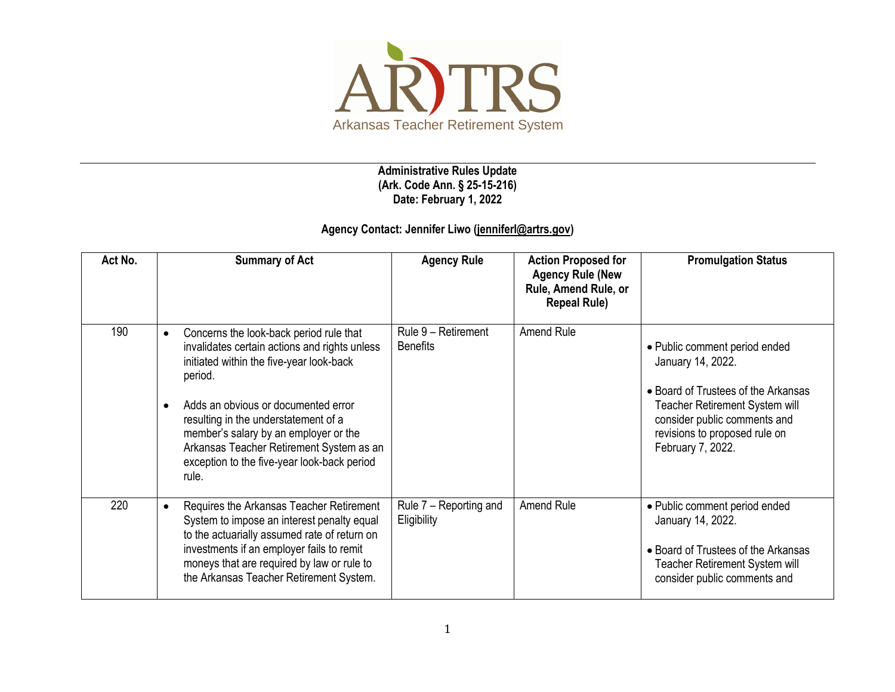ARTRS

Arkansas Teacher Retirement System

**Administrative Rules Update**
**(Ark. Code Ann. § 25-15-216)**
**Date: February 1, 2022**

**Agency Contact: Jennifer Liwo (jenniferl@artrs.gov)**

| Act No. | Summary of Act | Agency Rule | Action Proposed for Agency Rule (New Rule, Amend Rule, or Repeal Rule) | Promulgation Status |
|---|---|---|---|---|
| 190 | • Concerns the look-back period rule that invalidates certain actions and rights unless initiated within the five-year look-back period.<br><br>• Adds an obvious or documented error resulting in the understatement of a member's salary by an employer or the Arkansas Teacher Retirement System as an exception to the five-year look-back period rule. | Rule 9 – Retirement Benefits | Amend Rule | • Public comment period ended January 14, 2022.<br><br>• Board of Trustees of the Arkansas Teacher Retirement System will consider public comments and revisions to proposed rule on February 7, 2022. |
| 220 | • Requires the Arkansas Teacher Retirement System to impose an interest penalty equal to the actuarially assumed rate of return on investments if an employer fails to remit moneys that are required by law or rule to the Arkansas Teacher Retirement System. | Rule 7 – Reporting and Eligibility | Amend Rule | • Public comment period ended January 14, 2022.<br><br>• Board of Trustees of the Arkansas Teacher Retirement System will consider public comments and |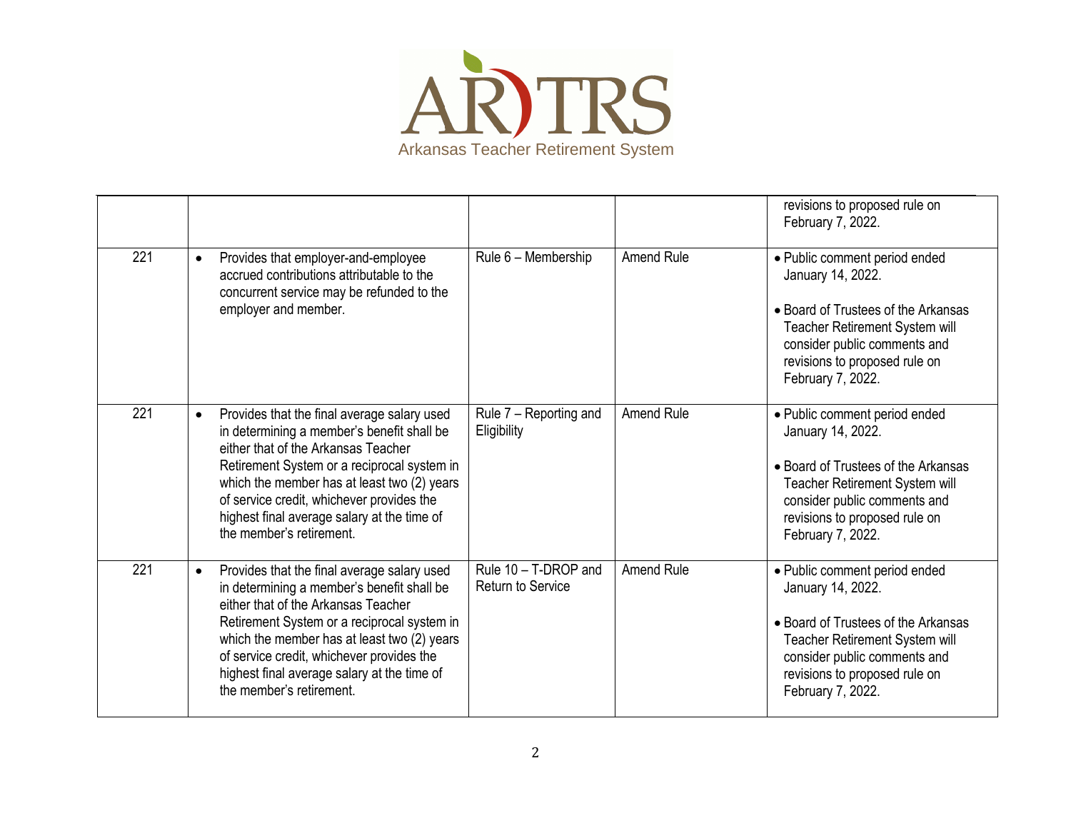| | | | | |
|---|---|---|---|---|
| | | | | revisions to proposed rule on February 7, 2022. |
| 221 | • Provides that employer-and-employee accrued contributions attributable to the concurrent service may be refunded to the employer and member. | Rule 6 – Membership | Amend Rule | • Public comment period ended January 14, 2022.<br><br>• Board of Trustees of the Arkansas Teacher Retirement System will consider public comments and revisions to proposed rule on February 7, 2022. |
| 221 | • Provides that the final average salary used in determining a member's benefit shall be either that of the Arkansas Teacher Retirement System or a reciprocal system in which the member has at least two (2) years of service credit, whichever provides the highest final average salary at the time of the member's retirement. | Rule 7 – Reporting and Eligibility | Amend Rule | • Public comment period ended January 14, 2022.<br><br>• Board of Trustees of the Arkansas Teacher Retirement System will consider public comments and revisions to proposed rule on February 7, 2022. |
| 221 | • Provides that the final average salary used in determining a member's benefit shall be either that of the Arkansas Teacher Retirement System or a reciprocal system in which the member has at least two (2) years of service credit, whichever provides the highest final average salary at the time of the member's retirement. | Rule 10 – T-DROP and Return to Service | Amend Rule | • Public comment period ended January 14, 2022.<br><br>• Board of Trustees of the Arkansas Teacher Retirement System will consider public comments and revisions to proposed rule on February 7, 2022. |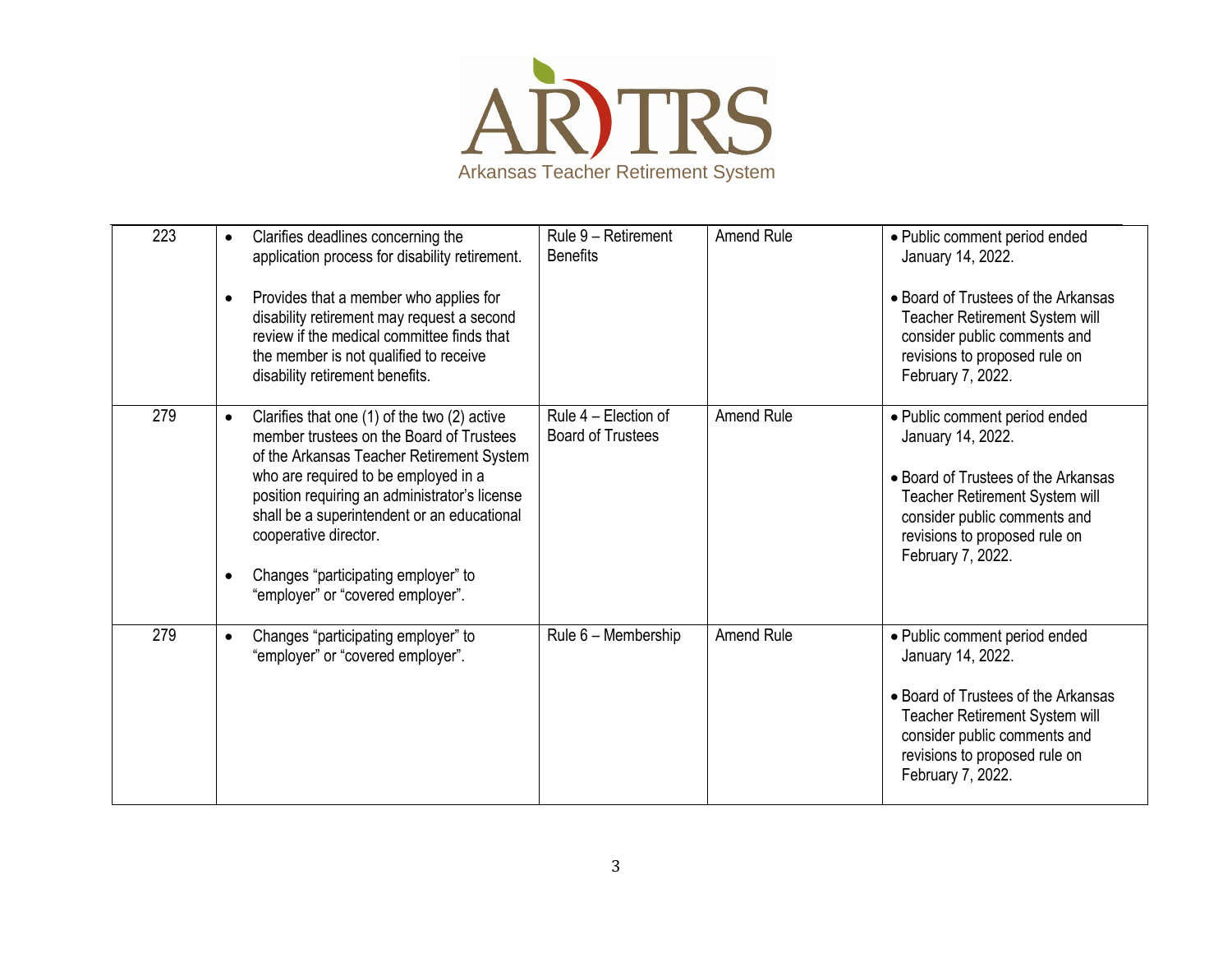# AR TRS

Arkansas Teacher Retirement System

| | | | | |
|---|---|---|---|---|
| 223 | • Clarifies deadlines concerning the application process for disability retirement.<br><br>• Provides that a member who applies for disability retirement may request a second review if the medical committee finds that the member is not qualified to receive disability retirement benefits. | Rule 9 – Retirement Benefits | Amend Rule | • Public comment period ended January 14, 2022.<br><br>• Board of Trustees of the Arkansas Teacher Retirement System will consider public comments and revisions to proposed rule on February 7, 2022. |
| 279 | • Clarifies that one (1) of the two (2) active member trustees on the Board of Trustees of the Arkansas Teacher Retirement System who are required to be employed in a position requiring an administrator's license shall be a superintendent or an educational cooperative director.<br><br>• Changes "participating employer" to "employer" or "covered employer". | Rule 4 – Election of Board of Trustees | Amend Rule | • Public comment period ended January 14, 2022.<br><br>• Board of Trustees of the Arkansas Teacher Retirement System will consider public comments and revisions to proposed rule on February 7, 2022. |
| 279 | • Changes "participating employer" to "employer" or "covered employer". | Rule 6 – Membership | Amend Rule | • Public comment period ended January 14, 2022.<br><br>• Board of Trustees of the Arkansas Teacher Retirement System will consider public comments and revisions to proposed rule on February 7, 2022. |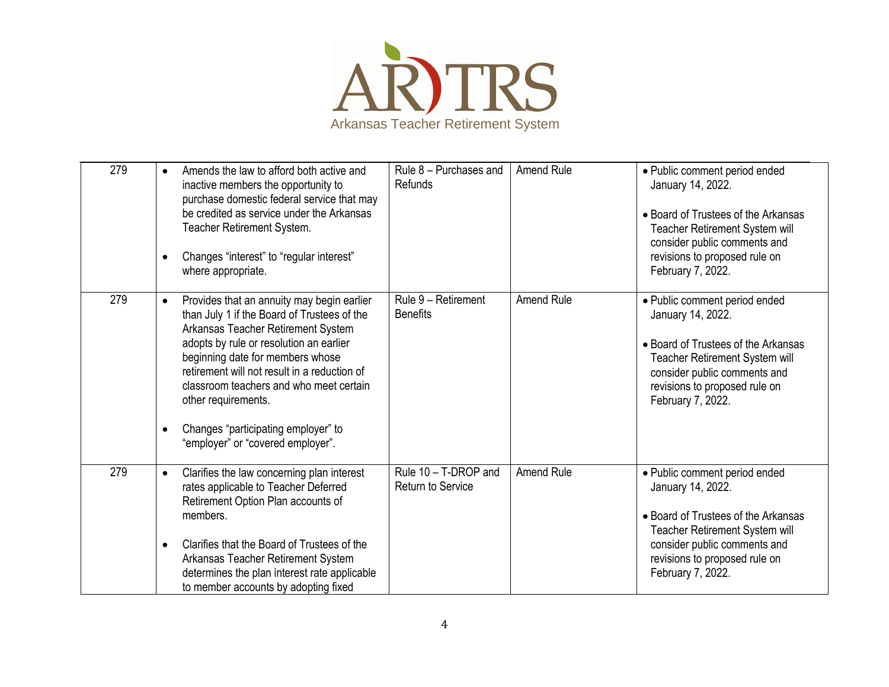Arkansas Teacher Retirement System

| 279 | • Amends the law to afford both active and inactive members the opportunity to purchase domestic federal service that may be credited as service under the Arkansas Teacher Retirement System.<br><br>• Changes "interest" to "regular interest" where appropriate. | Rule 8 – Purchases and Refunds | Amend Rule | • Public comment period ended January 14, 2022.<br><br>• Board of Trustees of the Arkansas Teacher Retirement System will consider public comments and revisions to proposed rule on February 7, 2022. |
|---|---|---|---|---|
| 279 | • Provides that an annuity may begin earlier than July 1 if the Board of Trustees of the Arkansas Teacher Retirement System adopts by rule or resolution an earlier beginning date for members whose retirement will not result in a reduction of classroom teachers and who meet certain other requirements.<br><br>• Changes "participating employer" to "employer" or "covered employer". | Rule 9 – Retirement Benefits | Amend Rule | • Public comment period ended January 14, 2022.<br><br>• Board of Trustees of the Arkansas Teacher Retirement System will consider public comments and revisions to proposed rule on February 7, 2022. |
| 279 | • Clarifies the law concerning plan interest rates applicable to Teacher Deferred Retirement Option Plan accounts of members.<br><br>• Clarifies that the Board of Trustees of the Arkansas Teacher Retirement System determines the plan interest rate applicable to member accounts by adopting fixed | Rule 10 – T-DROP and Return to Service | Amend Rule | • Public comment period ended January 14, 2022.<br><br>• Board of Trustees of the Arkansas Teacher Retirement System will consider public comments and revisions to proposed rule on February 7, 2022. |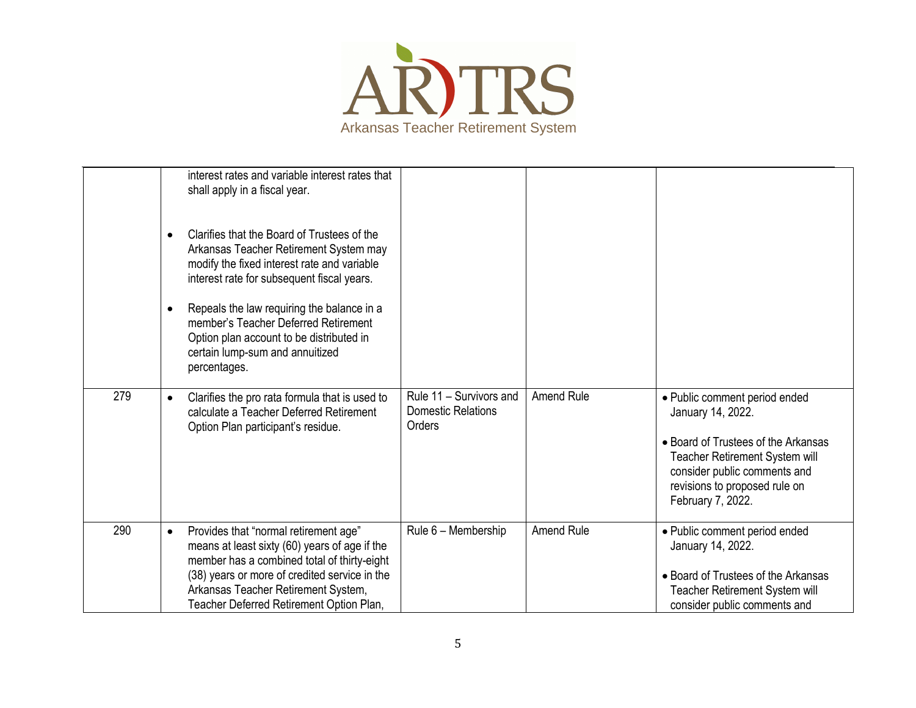| | | | | |
|---|---|---|---|---|
| | interest rates and variable interest rates that shall apply in a fiscal year.<br><br>• Clarifies that the Board of Trustees of the Arkansas Teacher Retirement System may modify the fixed interest rate and variable interest rate for subsequent fiscal years.<br><br>• Repeals the law requiring the balance in a member's Teacher Deferred Retirement Option plan account to be distributed in certain lump-sum and annuitized percentages. | | | |
| 279 | • Clarifies the pro rata formula that is used to calculate a Teacher Deferred Retirement Option Plan participant's residue. | Rule 11 – Survivors and Domestic Relations Orders | Amend Rule | • Public comment period ended January 14, 2022.<br><br>• Board of Trustees of the Arkansas Teacher Retirement System will consider public comments and revisions to proposed rule on February 7, 2022. |
| 290 | • Provides that "normal retirement age" means at least sixty (60) years of age if the member has a combined total of thirty-eight (38) years or more of credited service in the Arkansas Teacher Retirement System, Teacher Deferred Retirement Option Plan, | Rule 6 – Membership | Amend Rule | • Public comment period ended January 14, 2022.<br><br>• Board of Trustees of the Arkansas Teacher Retirement System will consider public comments and |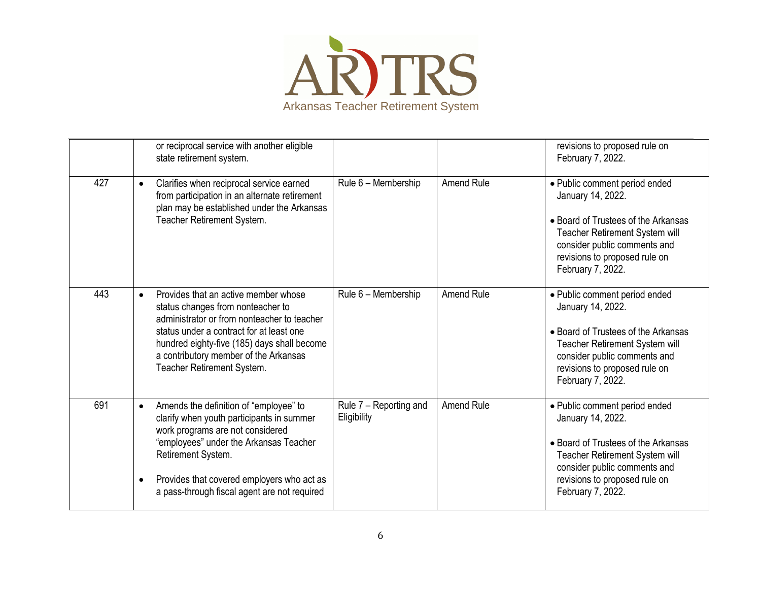| | | | | |
|---|---|---|---|---|
| | or reciprocal service with another eligible state retirement system. | | | revisions to proposed rule on February 7, 2022. |
| 427 | • Clarifies when reciprocal service earned from participation in an alternate retirement plan may be established under the Arkansas Teacher Retirement System. | Rule 6 – Membership | Amend Rule | • Public comment period ended January 14, 2022.<br><br>• Board of Trustees of the Arkansas Teacher Retirement System will consider public comments and revisions to proposed rule on February 7, 2022. |
| 443 | • Provides that an active member whose status changes from nonteacher to administrator or from nonteacher to teacher status under a contract for at least one hundred eighty-five (185) days shall become a contributory member of the Arkansas Teacher Retirement System. | Rule 6 – Membership | Amend Rule | • Public comment period ended January 14, 2022.<br><br>• Board of Trustees of the Arkansas Teacher Retirement System will consider public comments and revisions to proposed rule on February 7, 2022. |
| 691 | • Amends the definition of "employee" to clarify when youth participants in summer work programs are not considered "employees" under the Arkansas Teacher Retirement System.<br><br>• Provides that covered employers who act as a pass-through fiscal agent are not required | Rule 7 – Reporting and Eligibility | Amend Rule | • Public comment period ended January 14, 2022.<br><br>• Board of Trustees of the Arkansas Teacher Retirement System will consider public comments and revisions to proposed rule on February 7, 2022. |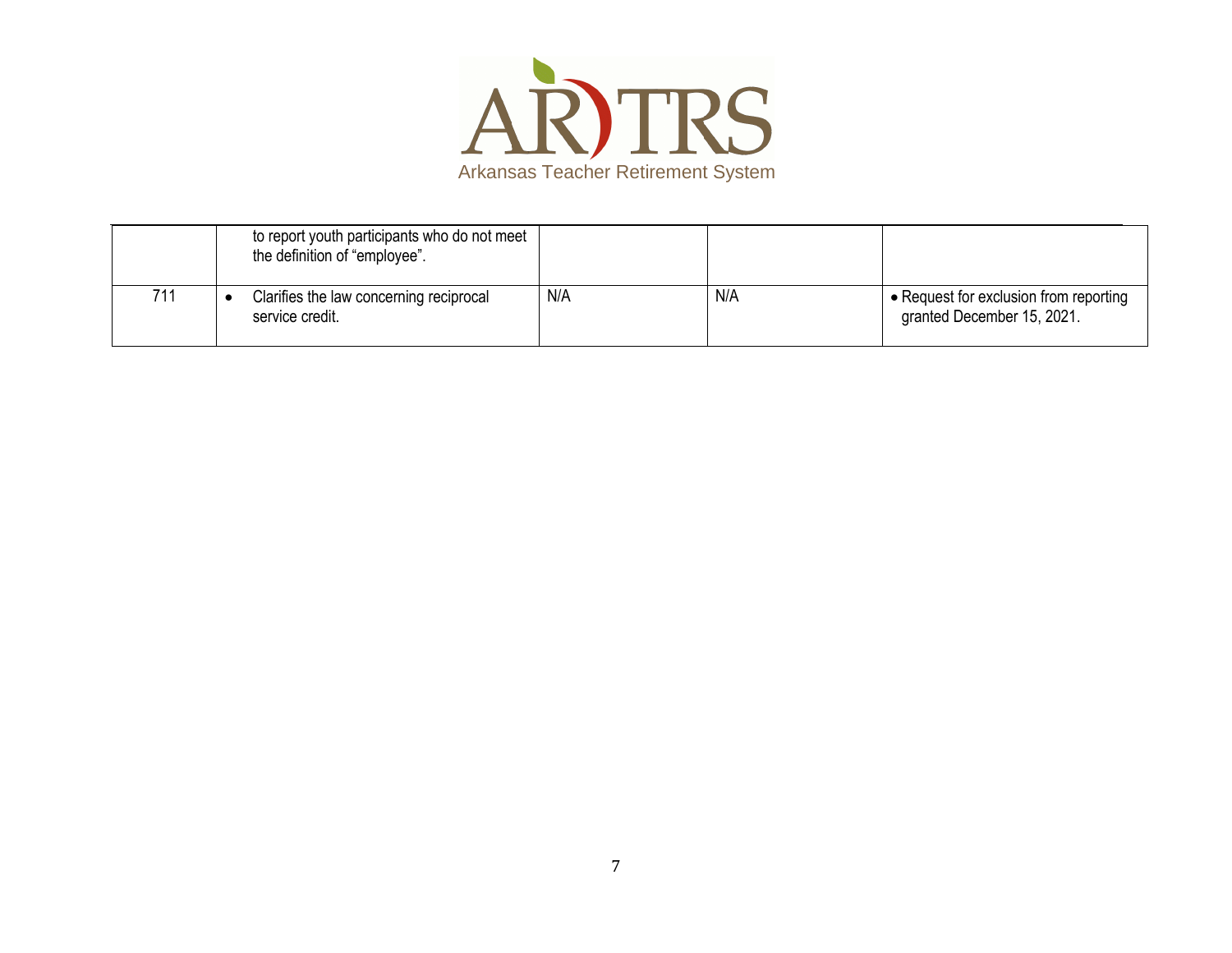# ARTRS

Arkansas Teacher Retirement System

| | | | | |
|---|---|---|---|---|
| | to report youth participants who do not meet the definition of "employee". | | | |
| 711 | • Clarifies the law concerning reciprocal service credit. | N/A | N/A | • Request for exclusion from reporting granted December 15, 2021. |